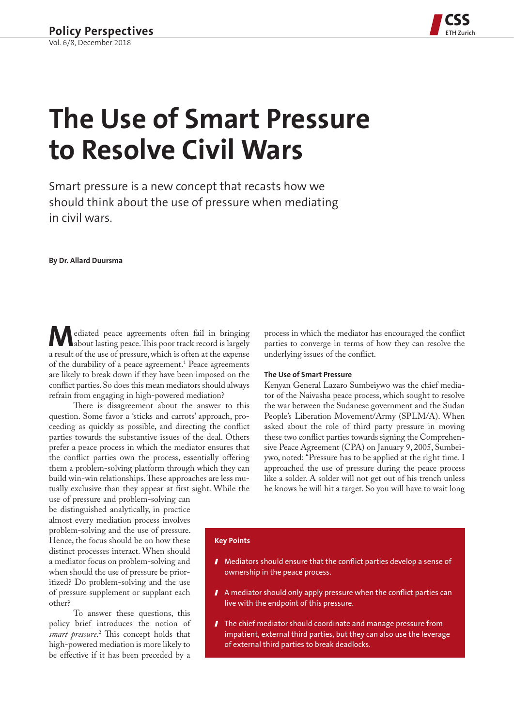# The Use of Smart Pressure to Resolve Civil Wars

Smart pressure is a new concept that recasts how we should think about the use of pressure when mediating in civil wars.

**By Dr. Allard Duursma**

Mediated peace agreements often fail in bringing about lasting peace. This poor track record is largely a result of the use of pressure, which is often at the expense of the durability of a peace agreement.[1] Peace agreements are likely to break down if they have been imposed on the conflict parties. So does this mean mediators should always refrain from engaging in high-powered mediation?

There is disagreement about the answer to this question. Some favor a 'sticks and carrots' approach, proceeding as quickly as possible, and directing the conflict parties towards the substantive issues of the deal. Others prefer a peace process in which the mediator ensures that the conflict parties own the process, essentially offering them a problem-solving platform through which they can build win-win relationships. These approaches are less mutually exclusive than they appear at first sight. While the use of pressure and problem-solving can be distinguished analytically, in practice almost every mediation process involves problem-solving and the use of pressure. Hence, the focus should be on how these distinct processes interact. When should a mediator focus on problem-solving and when should the use of pressure be prioritized? Do problem-solving and the use of pressure supplement or supplant each other?

To answer these questions, this policy brief introduces the notion of *smart pressure*.[2] This concept holds that high-powered mediation is more likely to be effective if it has been preceded by a process in which the mediator has encouraged the conflict parties to converge in terms of how they can resolve the underlying issues of the conflict.

### The Use of Smart Pressure

Kenyan General Lazaro Sumbeiywo was the chief mediator of the Naivasha peace process, which sought to resolve the war between the Sudanese government and the Sudan People's Liberation Movement/Army (SPLM/A). When asked about the role of third party pressure in moving these two conflict parties towards signing the Comprehensive Peace Agreement (CPA) on January 9, 2005, Sumbeiywo, noted: "Pressure has to be applied at the right time. I approached the use of pressure during the peace process like a solder. A solder will not get out of his trench unless he knows he will hit a target. So you will have to wait long

**Key Points**

- Mediators should ensure that the conflict parties develop a sense of ownership in the peace process.
- A mediator should only apply pressure when the conflict parties can live with the endpoint of this pressure.
- The chief mediator should coordinate and manage pressure from impatient, external third parties, but they can also use the leverage of external third parties to break deadlocks.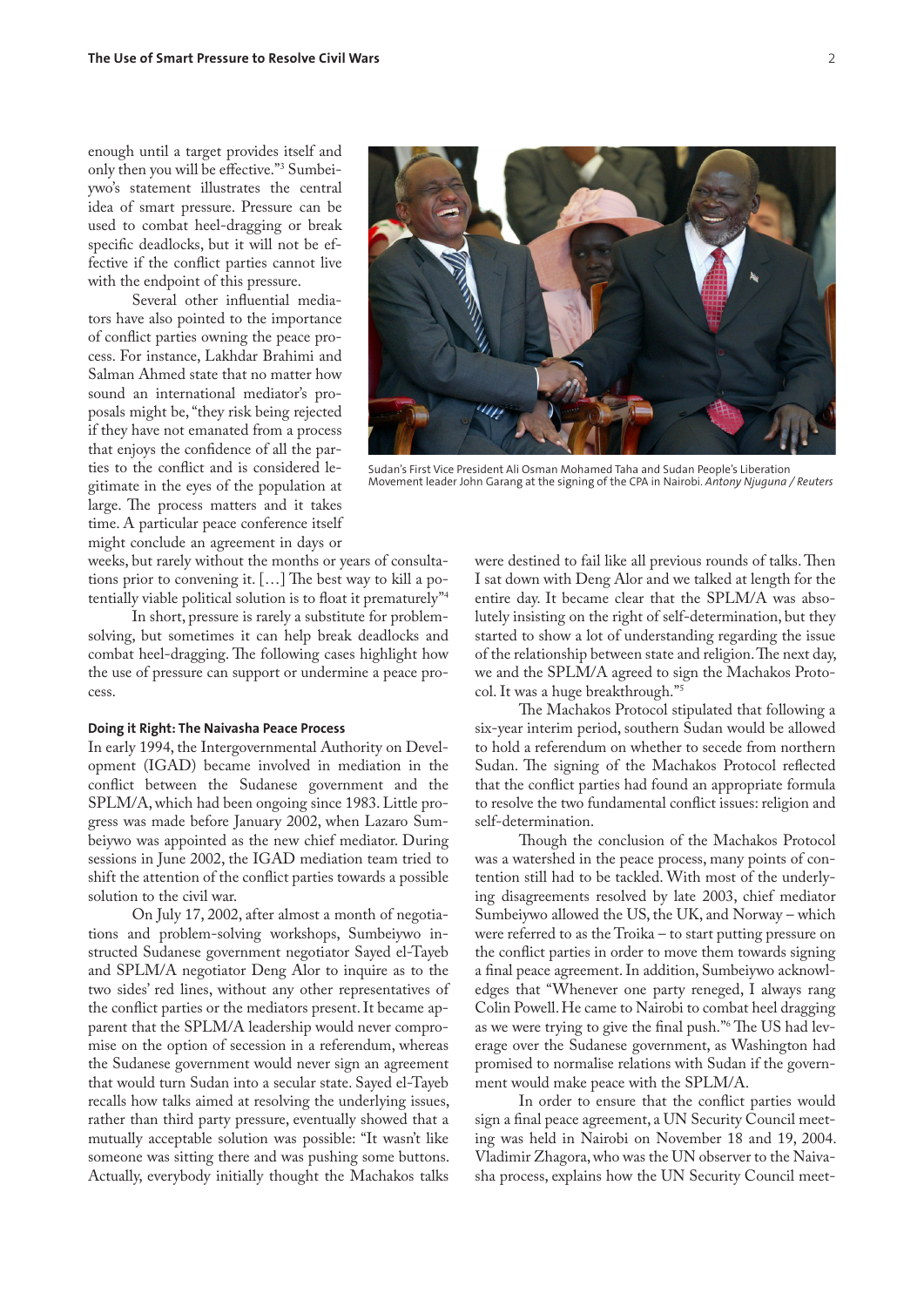enough until a target provides itself and only then you will be effective."[3] Sumbeiywo's statement illustrates the central idea of smart pressure. Pressure can be used to combat heel-dragging or break specific deadlocks, but it will not be effective if the conflict parties cannot live with the endpoint of this pressure.

Several other influential mediators have also pointed to the importance of conflict parties owning the peace process. For instance, Lakhdar Brahimi and Salman Ahmed state that no matter how sound an international mediator's proposals might be, "they risk being rejected if they have not emanated from a process that enjoys the confidence of all the parties to the conflict and is considered legitimate in the eyes of the population at large. The process matters and it takes time. A particular peace conference itself might conclude an agreement in days or weeks, but rarely without the months or years of consultations prior to convening it. […] The best way to kill a potentially viable political solution is to float it prematurely"[4]

In short, pressure is rarely a substitute for problem-solving, but sometimes it can help break deadlocks and combat heel-dragging. The following cases highlight how the use of pressure can support or undermine a peace process.

Sudan's First Vice President Ali Osman Mohamed Taha and Sudan People's Liberation Movement leader John Garang at the signing of the CPA in Nairobi. *Antony Njuguna / Reuters*

### Doing it Right: The Naivasha Peace Process

In early 1994, the Intergovernmental Authority on Development (IGAD) became involved in mediation in the conflict between the Sudanese government and the SPLM/A, which had been ongoing since 1983. Little progress was made before January 2002, when Lazaro Sumbeiywo was appointed as the new chief mediator. During sessions in June 2002, the IGAD mediation team tried to shift the attention of the conflict parties towards a possible solution to the civil war.

On July 17, 2002, after almost a month of negotiations and problem-solving workshops, Sumbeiywo instructed Sudanese government negotiator Sayed el-Tayeb and SPLM/A negotiator Deng Alor to inquire as to the two sides' red lines, without any other representatives of the conflict parties or the mediators present. It became apparent that the SPLM/A leadership would never compromise on the option of secession in a referendum, whereas the Sudanese government would never sign an agreement that would turn Sudan into a secular state. Sayed el-Tayeb recalls how talks aimed at resolving the underlying issues, rather than third party pressure, eventually showed that a mutually acceptable solution was possible: "It wasn't like someone was sitting there and was pushing some buttons. Actually, everybody initially thought the Machakos talks were destined to fail like all previous rounds of talks. Then I sat down with Deng Alor and we talked at length for the entire day. It became clear that the SPLM/A was absolutely insisting on the right of self-determination, but they started to show a lot of understanding regarding the issue of the relationship between state and religion. The next day, we and the SPLM/A agreed to sign the Machakos Protocol. It was a huge breakthrough."[5]

The Machakos Protocol stipulated that following a six-year interim period, southern Sudan would be allowed to hold a referendum on whether to secede from northern Sudan. The signing of the Machakos Protocol reflected that the conflict parties had found an appropriate formula to resolve the two fundamental conflict issues: religion and self-determination.

Though the conclusion of the Machakos Protocol was a watershed in the peace process, many points of contention still had to be tackled. With most of the underlying disagreements resolved by late 2003, chief mediator Sumbeiywo allowed the US, the UK, and Norway – which were referred to as the Troika – to start putting pressure on the conflict parties in order to move them towards signing a final peace agreement. In addition, Sumbeiywo acknowledges that "Whenever one party reneged, I always rang Colin Powell. He came to Nairobi to combat heel dragging as we were trying to give the final push."[6] The US had leverage over the Sudanese government, as Washington had promised to normalise relations with Sudan if the government would make peace with the SPLM/A.

In order to ensure that the conflict parties would sign a final peace agreement, a UN Security Council meeting was held in Nairobi on November 18 and 19, 2004. Vladimir Zhagora, who was the UN observer to the Naivasha process, explains how the UN Security Council meet-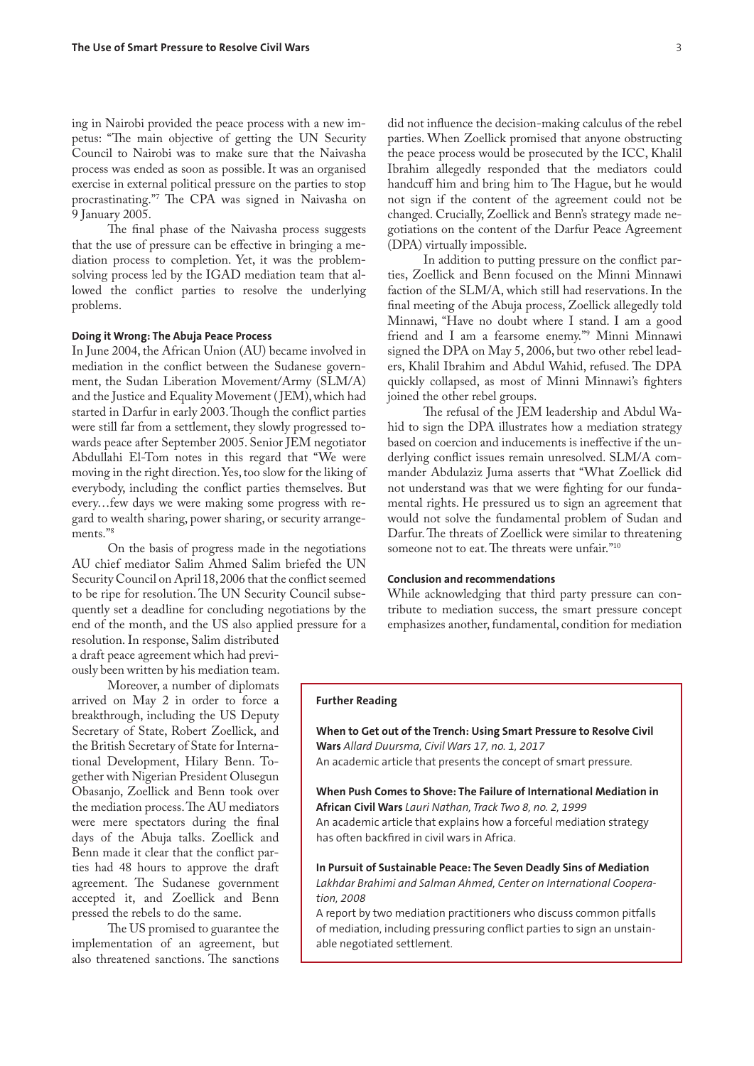ing in Nairobi provided the peace process with a new impetus: "The main objective of getting the UN Security Council to Nairobi was to make sure that the Naivasha process was ended as soon as possible. It was an organised exercise in external political pressure on the parties to stop procrastinating."[7] The CPA was signed in Naivasha on 9 January 2005.

The final phase of the Naivasha process suggests that the use of pressure can be effective in bringing a mediation process to completion. Yet, it was the problem-solving process led by the IGAD mediation team that allowed the conflict parties to resolve the underlying problems.

### Doing it Wrong: The Abuja Peace Process

In June 2004, the African Union (AU) became involved in mediation in the conflict between the Sudanese government, the Sudan Liberation Movement/Army (SLM/A) and the Justice and Equality Movement (JEM), which had started in Darfur in early 2003. Though the conflict parties were still far from a settlement, they slowly progressed towards peace after September 2005. Senior JEM negotiator Abdullahi El-Tom notes in this regard that "We were moving in the right direction. Yes, too slow for the liking of everybody, including the conflict parties themselves. But every…few days we were making some progress with regard to wealth sharing, power sharing, or security arrangements."[8]

On the basis of progress made in the negotiations AU chief mediator Salim Ahmed Salim briefed the UN Security Council on April 18, 2006 that the conflict seemed to be ripe for resolution. The UN Security Council subsequently set a deadline for concluding negotiations by the end of the month, and the US also applied pressure for a resolution. In response, Salim distributed a draft peace agreement which had previously been written by his mediation team.

Moreover, a number of diplomats arrived on May 2 in order to force a breakthrough, including the US Deputy Secretary of State, Robert Zoellick, and the British Secretary of State for International Development, Hilary Benn. Together with Nigerian President Olusegun Obasanjo, Zoellick and Benn took over the mediation process. The AU mediators were mere spectators during the final days of the Abuja talks. Zoellick and Benn made it clear that the conflict parties had 48 hours to approve the draft agreement. The Sudanese government accepted it, and Zoellick and Benn pressed the rebels to do the same.

The US promised to guarantee the implementation of an agreement, but also threatened sanctions. The sanctions did not influence the decision-making calculus of the rebel parties. When Zoellick promised that anyone obstructing the peace process would be prosecuted by the ICC, Khalil Ibrahim allegedly responded that the mediators could handcuff him and bring him to The Hague, but he would not sign if the content of the agreement could not be changed. Crucially, Zoellick and Benn's strategy made negotiations on the content of the Darfur Peace Agreement (DPA) virtually impossible.

In addition to putting pressure on the conflict parties, Zoellick and Benn focused on the Minni Minnawi faction of the SLM/A, which still had reservations. In the final meeting of the Abuja process, Zoellick allegedly told Minnawi, "Have no doubt where I stand. I am a good friend and I am a fearsome enemy."[9] Minni Minnawi signed the DPA on May 5, 2006, but two other rebel leaders, Khalil Ibrahim and Abdul Wahid, refused. The DPA quickly collapsed, as most of Minni Minnawi's fighters joined the other rebel groups.

The refusal of the JEM leadership and Abdul Wahid to sign the DPA illustrates how a mediation strategy based on coercion and inducements is ineffective if the underlying conflict issues remain unresolved. SLM/A commander Abdulaziz Juma asserts that "What Zoellick did not understand was that we were fighting for our fundamental rights. He pressured us to sign an agreement that would not solve the fundamental problem of Sudan and Darfur. The threats of Zoellick were similar to threatening someone not to eat. The threats were unfair."[10]

### Conclusion and recommendations

While acknowledging that third party pressure can contribute to mediation success, the smart pressure concept emphasizes another, fundamental, condition for mediation

---

**Further Reading**

**When to Get out of the Trench: Using Smart Pressure to Resolve Civil Wars** *Allard Duursma, Civil Wars 17, no. 1, 2017*
An academic article that presents the concept of smart pressure.

**When Push Comes to Shove: The Failure of International Mediation in African Civil Wars** *Lauri Nathan, Track Two 8, no. 2, 1999*
An academic article that explains how a forceful mediation strategy has often backfired in civil wars in Africa.

**In Pursuit of Sustainable Peace: The Seven Deadly Sins of Mediation** *Lakhdar Brahimi and Salman Ahmed, Center on International Cooperation, 2008*
A report by two mediation practitioners who discuss common pitfalls of mediation, including pressuring conflict parties to sign an unstainable negotiated settlement.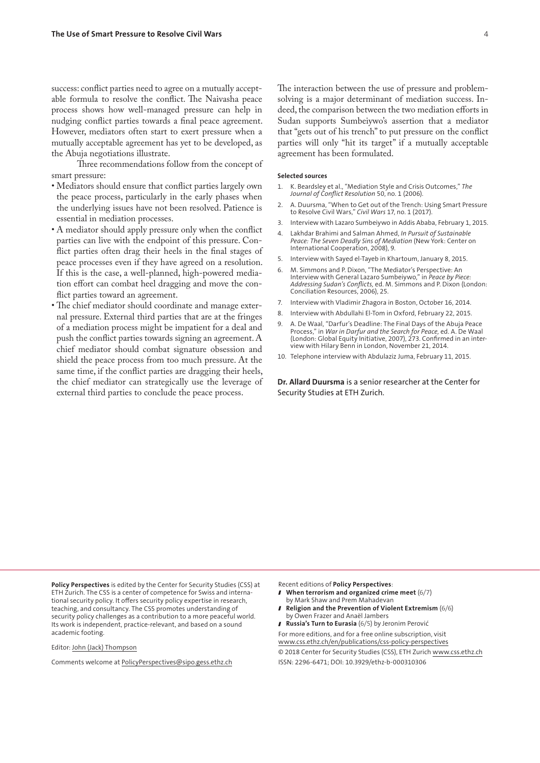success: conflict parties need to agree on a mutually acceptable formula to resolve the conflict. The Naivasha peace process shows how well-managed pressure can help in nudging conflict parties towards a final peace agreement. However, mediators often start to exert pressure when a mutually acceptable agreement has yet to be developed, as the Abuja negotiations illustrate.

Three recommendations follow from the concept of smart pressure:

- Mediators should ensure that conflict parties largely own the peace process, particularly in the early phases when the underlying issues have not been resolved. Patience is essential in mediation processes.
- A mediator should apply pressure only when the conflict parties can live with the endpoint of this pressure. Conflict parties often drag their heels in the final stages of peace processes even if they have agreed on a resolution. If this is the case, a well-planned, high-powered mediation effort can combat heel dragging and move the conflict parties toward an agreement.
- The chief mediator should coordinate and manage external pressure. External third parties that are at the fringes of a mediation process might be impatient for a deal and push the conflict parties towards signing an agreement. A chief mediator should combat signature obsession and shield the peace process from too much pressure. At the same time, if the conflict parties are dragging their heels, the chief mediator can strategically use the leverage of external third parties to conclude the peace process.

The interaction between the use of pressure and problem-solving is a major determinant of mediation success. Indeed, the comparison between the two mediation efforts in Sudan supports Sumbeiywo's assertion that a mediator that "gets out of his trench" to put pressure on the conflict parties will only "hit its target" if a mutually acceptable agreement has been formulated.

#### Selected sources

1. K. Beardsley et al., "Mediation Style and Crisis Outcomes," *The Journal of Conflict Resolution* 50, no. 1 (2006).
2. A. Duursma, "When to Get out of the Trench: Using Smart Pressure to Resolve Civil Wars," *Civil Wars* 17, no. 1 (2017).
3. Interview with Lazaro Sumbeiywo in Addis Ababa, February 1, 2015.
4. Lakhdar Brahimi and Salman Ahmed, *In Pursuit of Sustainable Peace: The Seven Deadly Sins of Mediation* (New York: Center on International Cooperation, 2008), 9.
5. Interview with Sayed el-Tayeb in Khartoum, January 8, 2015.
6. M. Simmons and P. Dixon, "The Mediator's Perspective: An Interview with General Lazaro Sumbeiywo," in *Peace by Piece: Addressing Sudan's Conflicts*, ed. M. Simmons and P. Dixon (London: Conciliation Resources, 2006), 25.
7. Interview with Vladimir Zhagora in Boston, October 16, 2014.
8. Interview with Abdullahi El-Tom in Oxford, February 22, 2015.
9. A. De Waal, "Darfur's Deadline: The Final Days of the Abuja Peace Process," in *War in Darfur and the Search for Peace*, ed. A. De Waal (London: Global Equity Initiative, 2007), 273. Confirmed in an interview with Hilary Benn in London, November 21, 2014.
10. Telephone interview with Abdulaziz Juma, February 11, 2015.

**Dr. Allard Duursma** is a senior researcher at the Center for Security Studies at ETH Zurich.

**Policy Perspectives** is edited by the Center for Security Studies (CSS) at ETH Zurich. The CSS is a center of competence for Swiss and international security policy. It offers security policy expertise in research, teaching, and consultancy. The CSS promotes understanding of security policy challenges as a contribution to a more peaceful world. Its work is independent, practice-relevant, and based on a sound academic footing.

Editor: John (Jack) Thompson

Comments welcome at PolicyPerspectives@sipo.gess.ethz.ch

Recent editions of **Policy Perspectives**:

- **When terrorism and organized crime meet** (6/7) by Mark Shaw and Prem Mahadevan
- **Religion and the Prevention of Violent Extremism** (6/6) by Owen Frazer and Anaël Jambers
- **Russia's Turn to Eurasia** (6/5) by Jeronim Perović

For more editions, and for a free online subscription, visit www.css.ethz.ch/en/publications/css-policy-perspectives

© 2018 Center for Security Studies (CSS), ETH Zurich www.css.ethz.ch

ISSN: 2296-6471; DOI: 10.3929/ethz-b-000310306